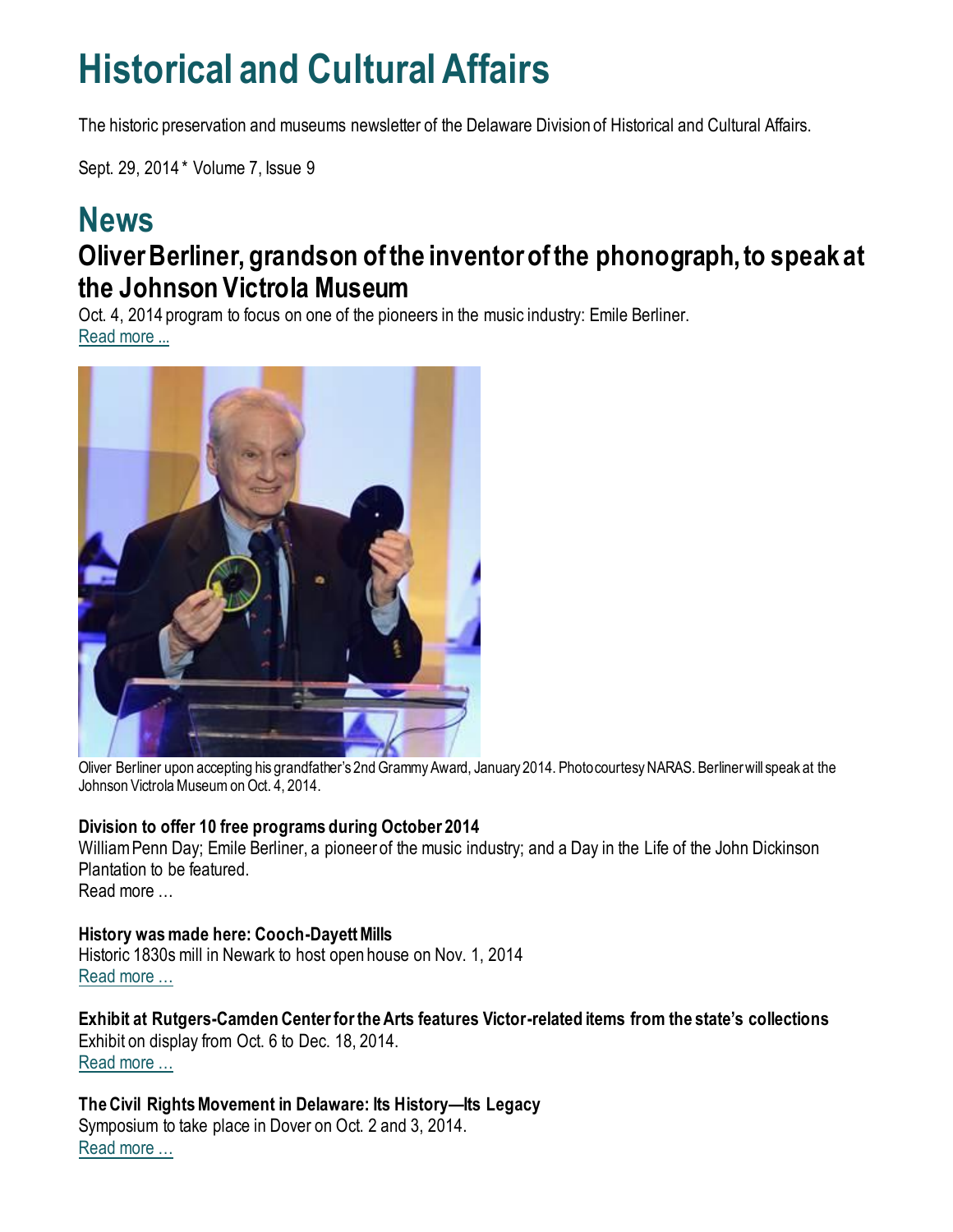# Historical and Cultural Affairs

The historic preservation and museums newsletter of the Delaware Division of Historical and Cultural Affairs.

Sept. 29, 2014 * Volume 7, Issue 9

# News

## Oliver Berliner, grandson of the inventor of the phonograph, to speak at the Johnson Victrola Museum

Oct. 4, 2014 program to focus on one of the pioneers in the music industry: Emile Berliner.
Read more ...

Oliver Berliner upon accepting his grandfather's 2nd Grammy Award, January 2014. Photo courtesy NARAS. Berliner will speak at the Johnson Victrola Museum on Oct. 4, 2014.

**Division to offer 10 free programs during October 2014**
William Penn Day; Emile Berliner, a pioneer of the music industry; and a Day in the Life of the John Dickinson Plantation to be featured.
Read more …

**History was made here: Cooch-Dayett Mills**
Historic 1830s mill in Newark to host open house on Nov. 1, 2014
Read more …

**Exhibit at Rutgers-Camden Center for the Arts features Victor-related items from the state's collections**
Exhibit on display from Oct. 6 to Dec. 18, 2014.
Read more …

**The Civil Rights Movement in Delaware: Its History—Its Legacy**
Symposium to take place in Dover on Oct. 2 and 3, 2014.
Read more …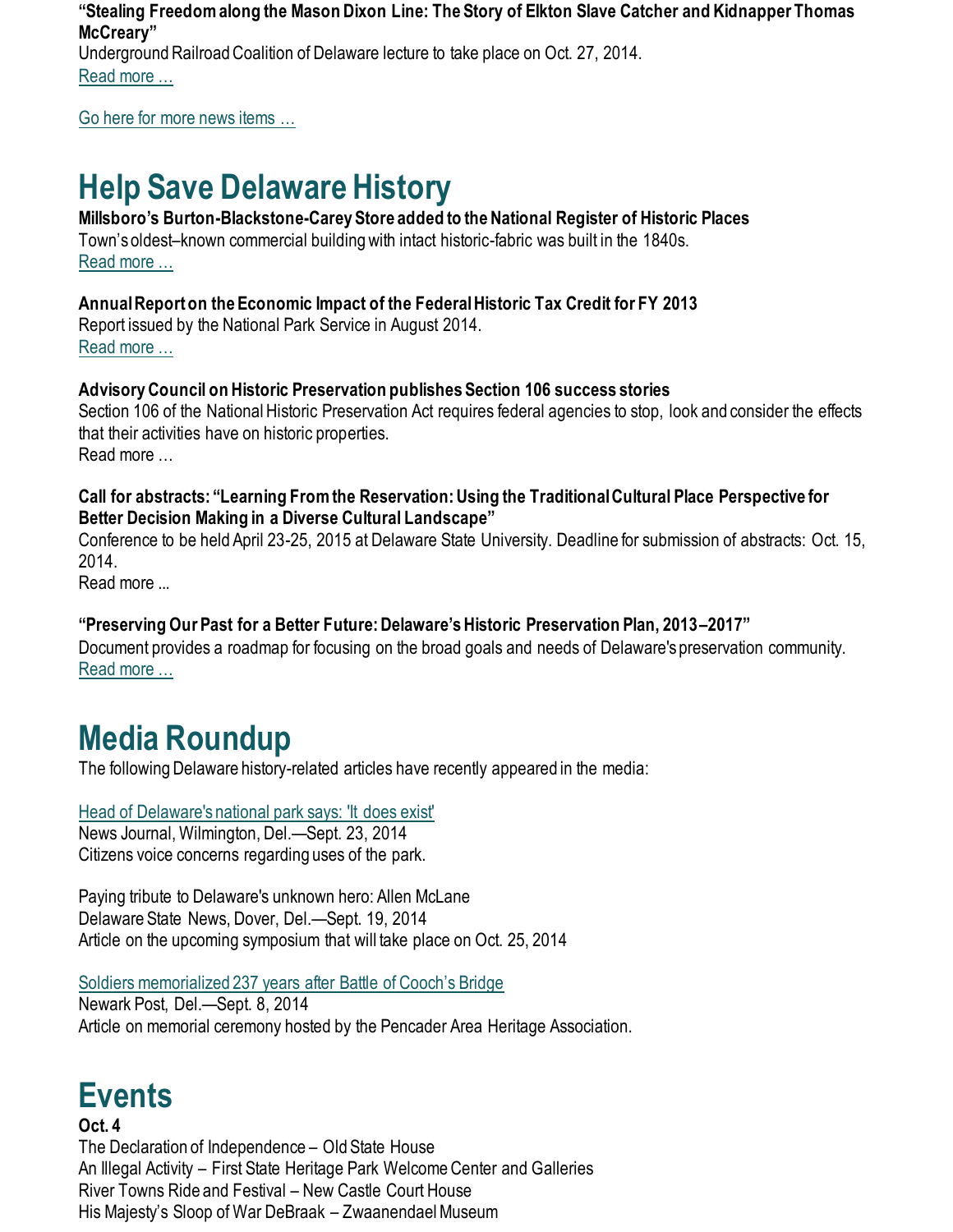**"Stealing Freedom along the Mason Dixon Line: The Story of Elkton Slave Catcher and Kidnapper Thomas McCreary"**
Underground Railroad Coalition of Delaware lecture to take place on Oct. 27, 2014.
Read more …

Go here for more news items …

# Help Save Delaware History

**Millsboro's Burton-Blackstone-Carey Store added to the National Register of Historic Places**
Town's oldest–known commercial building with intact historic-fabric was built in the 1840s.
Read more …

**Annual Report on the Economic Impact of the Federal Historic Tax Credit for FY 2013**
Report issued by the National Park Service in August 2014.
Read more …

**Advisory Council on Historic Preservation publishes Section 106 success stories**
Section 106 of the National Historic Preservation Act requires federal agencies to stop, look and consider the effects that their activities have on historic properties.
Read more …

**Call for abstracts: "Learning From the Reservation: Using the Traditional Cultural Place Perspective for Better Decision Making in a Diverse Cultural Landscape"**
Conference to be held April 23-25, 2015 at Delaware State University. Deadline for submission of abstracts: Oct. 15, 2014.
Read more ...

**"Preserving Our Past for a Better Future: Delaware's Historic Preservation Plan, 2013–2017"**
Document provides a roadmap for focusing on the broad goals and needs of Delaware's preservation community.
Read more …

# Media Roundup

The following Delaware history-related articles have recently appeared in the media:

Head of Delaware's national park says: 'It does exist'
News Journal, Wilmington, Del.—Sept. 23, 2014
Citizens voice concerns regarding uses of the park.

Paying tribute to Delaware's unknown hero: Allen McLane
Delaware State News, Dover, Del.—Sept. 19, 2014
Article on the upcoming symposium that will take place on Oct. 25, 2014

Soldiers memorialized 237 years after Battle of Cooch's Bridge
Newark Post, Del.—Sept. 8, 2014
Article on memorial ceremony hosted by the Pencader Area Heritage Association.

# Events

**Oct. 4**
The Declaration of Independence – Old State House
An Illegal Activity – First State Heritage Park Welcome Center and Galleries
River Towns Ride and Festival – New Castle Court House
His Majesty's Sloop of War DeBraak – Zwaanendael Museum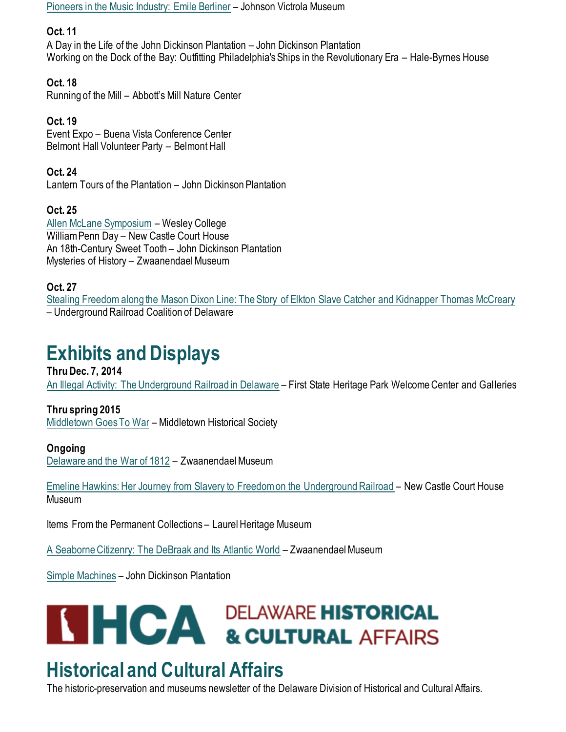Pioneers in the Music Industry: Emile Berliner – Johnson Victrola Museum

**Oct. 11**
A Day in the Life of the John Dickinson Plantation – John Dickinson Plantation
Working on the Dock of the Bay: Outfitting Philadelphia's Ships in the Revolutionary Era – Hale-Byrnes House

**Oct. 18**
Running of the Mill – Abbott's Mill Nature Center

**Oct. 19**
Event Expo – Buena Vista Conference Center
Belmont Hall Volunteer Party – Belmont Hall

**Oct. 24**
Lantern Tours of the Plantation – John Dickinson Plantation

**Oct. 25**
Allen McLane Symposium – Wesley College
William Penn Day – New Castle Court House
An 18th-Century Sweet Tooth – John Dickinson Plantation
Mysteries of History – Zwaanendael Museum

**Oct. 27**
Stealing Freedom along the Mason Dixon Line: The Story of Elkton Slave Catcher and Kidnapper Thomas McCreary – Underground Railroad Coalition of Delaware

# Exhibits and Displays

**Thru Dec. 7, 2014**
An Illegal Activity: The Underground Railroad in Delaware – First State Heritage Park Welcome Center and Galleries

**Thru spring 2015**
Middletown Goes To War – Middletown Historical Society

**Ongoing**
Delaware and the War of 1812 – Zwaanendael Museum

Emeline Hawkins: Her Journey from Slavery to Freedom on the Underground Railroad – New Castle Court House Museum

Items From the Permanent Collections – Laurel Heritage Museum

A Seaborne Citizenry: The DeBraak and Its Atlantic World – Zwaanendael Museum

Simple Machines – John Dickinson Plantation

HCA DELAWARE HISTORICAL & CULTURAL AFFAIRS

# Historical and Cultural Affairs

The historic-preservation and museums newsletter of the Delaware Division of Historical and Cultural Affairs.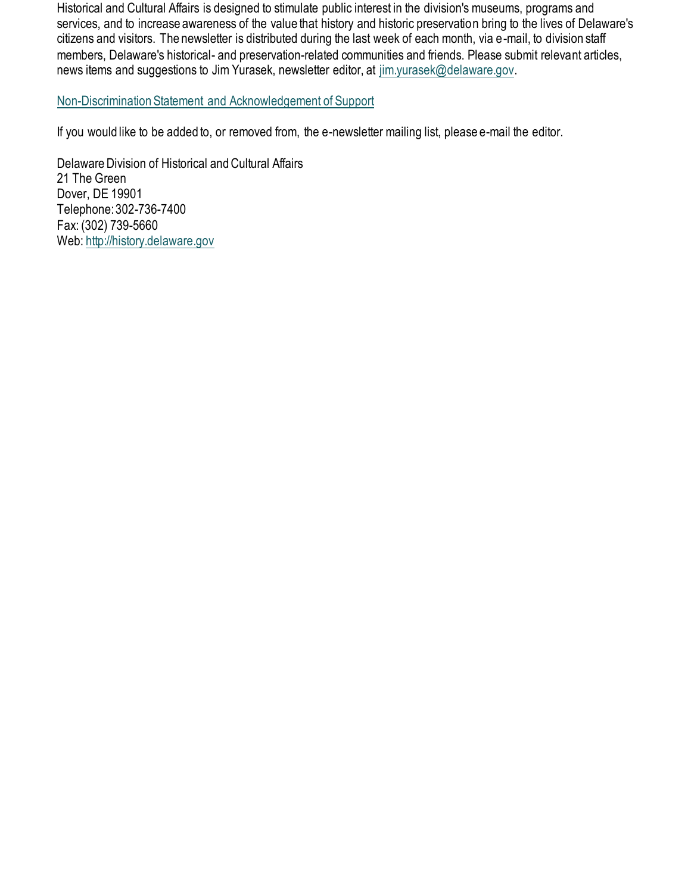Historical and Cultural Affairs is designed to stimulate public interest in the division's museums, programs and services, and to increase awareness of the value that history and historic preservation bring to the lives of Delaware's citizens and visitors. The newsletter is distributed during the last week of each month, via e-mail, to division staff members, Delaware's historical- and preservation-related communities and friends. Please submit relevant articles, news items and suggestions to Jim Yurasek, newsletter editor, at jim.yurasek@delaware.gov.

Non-Discrimination Statement and Acknowledgement of Support

If you would like to be added to, or removed from, the e-newsletter mailing list, please e-mail the editor.

Delaware Division of Historical and Cultural Affairs
21 The Green
Dover, DE 19901
Telephone: 302-736-7400
Fax: (302) 739-5660
Web: http://history.delaware.gov